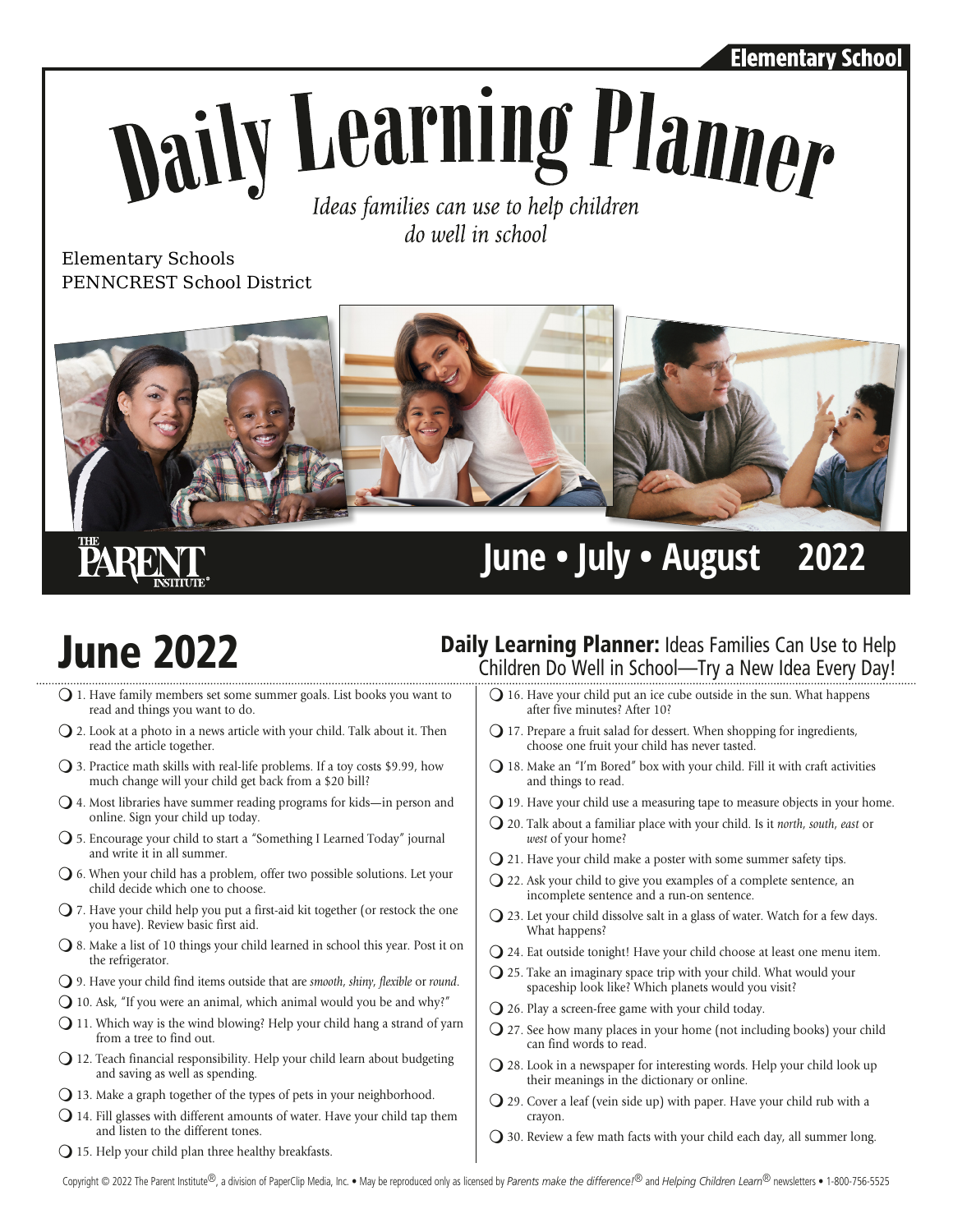Elementary School

# Daily Learning Planner

*Ideas families can use to help children do well in school*

Elementary Schools
PENNCREST School District

THE PARENT INSTITUTE®

**June • July • August 2022**

## June 2022

**Daily Learning Planner:** Ideas Families Can Use to Help Children Do Well in School—Try a New Idea Every Day!

- ❍ 1. Have family members set some summer goals. List books you want to read and things you want to do.
- ❍ 2. Look at a photo in a news article with your child. Talk about it. Then read the article together.
- ❍ 3. Practice math skills with real-life problems. If a toy costs $9.99, how much change will your child get back from a $20 bill?
- ❍ 4. Most libraries have summer reading programs for kids—in person and online. Sign your child up today.
- ❍ 5. Encourage your child to start a "Something I Learned Today" journal and write it in all summer.
- ❍ 6. When your child has a problem, offer two possible solutions. Let your child decide which one to choose.
- ❍ 7. Have your child help you put a first-aid kit together (or restock the one you have). Review basic first aid.
- ❍ 8. Make a list of 10 things your child learned in school this year. Post it on the refrigerator.
- ❍ 9. Have your child find items outside that are *smooth*, *shiny*, *flexible* or *round*.
- ❍ 10. Ask, "If you were an animal, which animal would you be and why?"
- ❍ 11. Which way is the wind blowing? Help your child hang a strand of yarn from a tree to find out.
- ❍ 12. Teach financial responsibility. Help your child learn about budgeting and saving as well as spending.
- ❍ 13. Make a graph together of the types of pets in your neighborhood.
- ❍ 14. Fill glasses with different amounts of water. Have your child tap them and listen to the different tones.
- ❍ 15. Help your child plan three healthy breakfasts.
- ❍ 16. Have your child put an ice cube outside in the sun. What happens after five minutes? After 10?
- ❍ 17. Prepare a fruit salad for dessert. When shopping for ingredients, choose one fruit your child has never tasted.
- ❍ 18. Make an "I'm Bored" box with your child. Fill it with craft activities and things to read.
- ❍ 19. Have your child use a measuring tape to measure objects in your home.
- ❍ 20. Talk about a familiar place with your child. Is it *north*, *south*, *east* or *west* of your home?
- ❍ 21. Have your child make a poster with some summer safety tips.
- ❍ 22. Ask your child to give you examples of a complete sentence, an incomplete sentence and a run-on sentence.
- ❍ 23. Let your child dissolve salt in a glass of water. Watch for a few days. What happens?
- ❍ 24. Eat outside tonight! Have your child choose at least one menu item.
- ❍ 25. Take an imaginary space trip with your child. What would your spaceship look like? Which planets would you visit?
- ❍ 26. Play a screen-free game with your child today.
- ❍ 27. See how many places in your home (not including books) your child can find words to read.
- ❍ 28. Look in a newspaper for interesting words. Help your child look up their meanings in the dictionary or online.
- ❍ 29. Cover a leaf (vein side up) with paper. Have your child rub with a crayon.
- ❍ 30. Review a few math facts with your child each day, all summer long.

Copyright © 2022 The Parent Institute®, a division of PaperClip Media, Inc. • May be reproduced only as licensed by *Parents make the difference!*® and *Helping Children Learn*® newsletters • 1-800-756-5525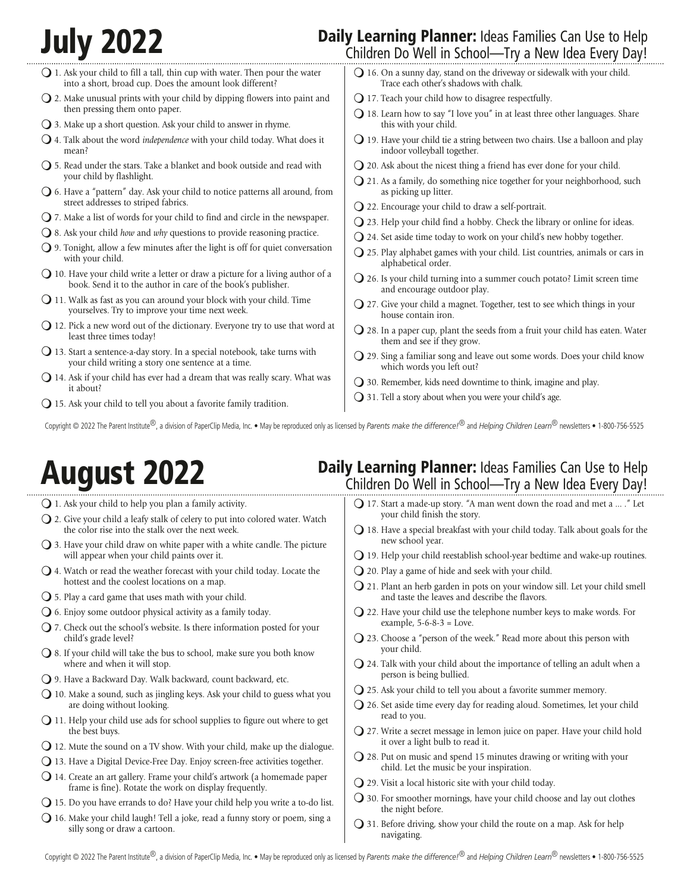# July 2022

## Daily Learning Planner: Ideas Families Can Use to Help Children Do Well in School—Try a New Idea Every Day!

- 1. Ask your child to fill a tall, thin cup with water. Then pour the water into a short, broad cup. Does the amount look different?
- 2. Make unusual prints with your child by dipping flowers into paint and then pressing them onto paper.
- 3. Make up a short question. Ask your child to answer in rhyme.
- 4. Talk about the word *independence* with your child today. What does it mean?
- 5. Read under the stars. Take a blanket and book outside and read with your child by flashlight.
- 6. Have a "pattern" day. Ask your child to notice patterns all around, from street addresses to striped fabrics.
- 7. Make a list of words for your child to find and circle in the newspaper.
- 8. Ask your child *how* and *why* questions to provide reasoning practice.
- 9. Tonight, allow a few minutes after the light is off for quiet conversation with your child.
- 10. Have your child write a letter or draw a picture for a living author of a book. Send it to the author in care of the book's publisher.
- 11. Walk as fast as you can around your block with your child. Time yourselves. Try to improve your time next week.
- 12. Pick a new word out of the dictionary. Everyone try to use that word at least three times today!
- 13. Start a sentence-a-day story. In a special notebook, take turns with your child writing a story one sentence at a time.
- 14. Ask if your child has ever had a dream that was really scary. What was it about?
- 15. Ask your child to tell you about a favorite family tradition.
- 16. On a sunny day, stand on the driveway or sidewalk with your child. Trace each other's shadows with chalk.
- 17. Teach your child how to disagree respectfully.
- 18. Learn how to say "I love you" in at least three other languages. Share this with your child.
- 19. Have your child tie a string between two chairs. Use a balloon and play indoor volleyball together.
- 20. Ask about the nicest thing a friend has ever done for your child.
- 21. As a family, do something nice together for your neighborhood, such as picking up litter.
- 22. Encourage your child to draw a self-portrait.
- 23. Help your child find a hobby. Check the library or online for ideas.
- 24. Set aside time today to work on your child's new hobby together.
- 25. Play alphabet games with your child. List countries, animals or cars in alphabetical order.
- 26. Is your child turning into a summer couch potato? Limit screen time and encourage outdoor play.
- 27. Give your child a magnet. Together, test to see which things in your house contain iron.
- 28. In a paper cup, plant the seeds from a fruit your child has eaten. Water them and see if they grow.
- 29. Sing a familiar song and leave out some words. Does your child know which words you left out?
- 30. Remember, kids need downtime to think, imagine and play.
- 31. Tell a story about when you were your child's age.

Copyright © 2022 The Parent Institute®, a division of PaperClip Media, Inc. • May be reproduced only as licensed by *Parents make the difference!*® and *Helping Children Learn*® newsletters • 1-800-756-5525

# August 2022

## Daily Learning Planner: Ideas Families Can Use to Help Children Do Well in School—Try a New Idea Every Day!

- 1. Ask your child to help you plan a family activity.
- 2. Give your child a leafy stalk of celery to put into colored water. Watch the color rise into the stalk over the next week.
- 3. Have your child draw on white paper with a white candle. The picture will appear when your child paints over it.
- 4. Watch or read the weather forecast with your child today. Locate the hottest and the coolest locations on a map.
- 5. Play a card game that uses math with your child.
- 6. Enjoy some outdoor physical activity as a family today.
- 7. Check out the school's website. Is there information posted for your child's grade level?
- 8. If your child will take the bus to school, make sure you both know where and when it will stop.
- 9. Have a Backward Day. Walk backward, count backward, etc.
- 10. Make a sound, such as jingling keys. Ask your child to guess what you are doing without looking.
- 11. Help your child use ads for school supplies to figure out where to get the best buys.
- 12. Mute the sound on a TV show. With your child, make up the dialogue.
- 13. Have a Digital Device-Free Day. Enjoy screen-free activities together.
- 14. Create an art gallery. Frame your child's artwork (a homemade paper frame is fine). Rotate the work on display frequently.
- 15. Do you have errands to do? Have your child help you write a to-do list.
- 16. Make your child laugh! Tell a joke, read a funny story or poem, sing a silly song or draw a cartoon.
- 17. Start a made-up story. "A man went down the road and met a ... ." Let your child finish the story.
- 18. Have a special breakfast with your child today. Talk about goals for the new school year.
- 19. Help your child reestablish school-year bedtime and wake-up routines.
- 20. Play a game of hide and seek with your child.
- 21. Plant an herb garden in pots on your window sill. Let your child smell and taste the leaves and describe the flavors.
- 22. Have your child use the telephone number keys to make words. For example, 5-6-8-3 = Love.
- 23. Choose a "person of the week." Read more about this person with your child.
- 24. Talk with your child about the importance of telling an adult when a person is being bullied.
- 25. Ask your child to tell you about a favorite summer memory.
- 26. Set aside time every day for reading aloud. Sometimes, let your child read to you.
- 27. Write a secret message in lemon juice on paper. Have your child hold it over a light bulb to read it.
- 28. Put on music and spend 15 minutes drawing or writing with your child. Let the music be your inspiration.
- 29. Visit a local historic site with your child today.
- 30. For smoother mornings, have your child choose and lay out clothes the night before.
- 31. Before driving, show your child the route on a map. Ask for help navigating.

Copyright © 2022 The Parent Institute®, a division of PaperClip Media, Inc. • May be reproduced only as licensed by *Parents make the difference!*® and *Helping Children Learn*® newsletters • 1-800-756-5525